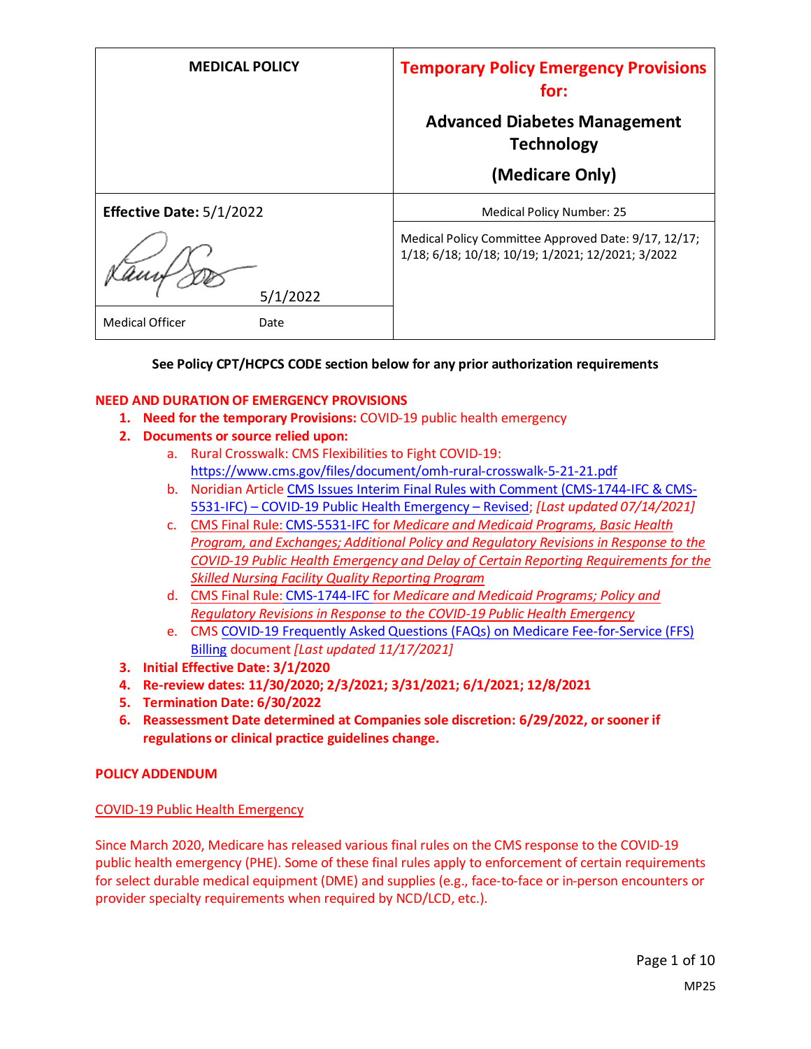| MEDICAL POLICY | **Temporary Policy Emergency Provisions for:** **Advanced Diabetes Management Technology** **(Medicare Only)** |
| --- | --- |
| **Effective Date:** 5/1/2022 | Medical Policy Number: 25 |
| 5/1/2022 | Medical Policy Committee Approved Date: 9/17, 12/17; 1/18; 6/18; 10/18; 10/19; 1/2021; 12/2021; 3/2022 |
| Medical Officer Date | |

**See Policy CPT/HCPCS CODE section below for any prior authorization requirements**

## NEED AND DURATION OF EMERGENCY PROVISIONS

1. **Need for the temporary Provisions:** COVID-19 public health emergency
2. **Documents or source relied upon:**
   a. Rural Crosswalk: CMS Flexibilities to Fight COVID-19: https://www.cms.gov/files/document/omh-rural-crosswalk-5-21-21.pdf
   b. Noridian Article CMS Issues Interim Final Rules with Comment (CMS-1744-IFC & CMS-5531-IFC) – COVID-19 Public Health Emergency – Revised; *[Last updated 07/14/2021]*
   c. CMS Final Rule: CMS-5531-IFC for *Medicare and Medicaid Programs, Basic Health Program, and Exchanges; Additional Policy and Regulatory Revisions in Response to the COVID-19 Public Health Emergency and Delay of Certain Reporting Requirements for the Skilled Nursing Facility Quality Reporting Program*
   d. CMS Final Rule: CMS-1744-IFC for *Medicare and Medicaid Programs; Policy and Regulatory Revisions in Response to the COVID-19 Public Health Emergency*
   e. CMS COVID-19 Frequently Asked Questions (FAQs) on Medicare Fee-for-Service (FFS) Billing document *[Last updated 11/17/2021]*
3. **Initial Effective Date: 3/1/2020**
4. **Re-review dates: 11/30/2020; 2/3/2021; 3/31/2021; 6/1/2021; 12/8/2021**
5. **Termination Date: 6/30/2022**
6. **Reassessment Date determined at Companies sole discretion: 6/29/2022, or sooner if regulations or clinical practice guidelines change.**

## POLICY ADDENDUM

COVID-19 Public Health Emergency

Since March 2020, Medicare has released various final rules on the CMS response to the COVID-19 public health emergency (PHE). Some of these final rules apply to enforcement of certain requirements for select durable medical equipment (DME) and supplies (e.g., face-to-face or in-person encounters or provider specialty requirements when required by NCD/LCD, etc.).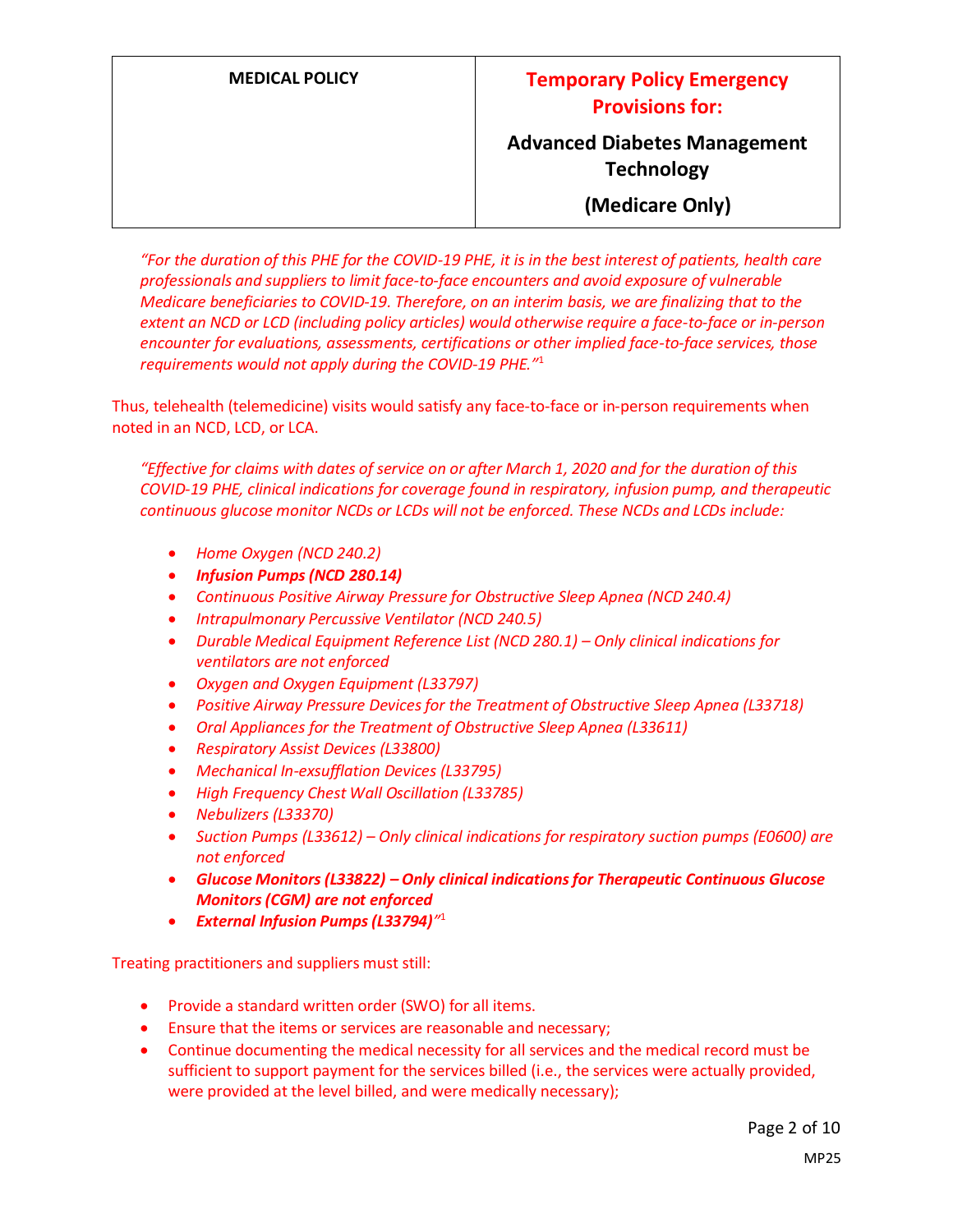*"For the duration of this PHE for the COVID-19 PHE, it is in the best interest of patients, health care professionals and suppliers to limit face-to-face encounters and avoid exposure of vulnerable Medicare beneficiaries to COVID-19. Therefore, on an interim basis, we are finalizing that to the extent an NCD or LCD (including policy articles) would otherwise require a face-to-face or in-person encounter for evaluations, assessments, certifications or other implied face-to-face services, those requirements would not apply during the COVID-19 PHE."*[1]

Thus, telehealth (telemedicine) visits would satisfy any face-to-face or in-person requirements when noted in an NCD, LCD, or LCA.

*"Effective for claims with dates of service on or after March 1, 2020 and for the duration of this COVID-19 PHE, clinical indications for coverage found in respiratory, infusion pump, and therapeutic continuous glucose monitor NCDs or LCDs will not be enforced. These NCDs and LCDs include:*

- *Home Oxygen (NCD 240.2)*
- ***Infusion Pumps (NCD 280.14)***
- *Continuous Positive Airway Pressure for Obstructive Sleep Apnea (NCD 240.4)*
- *Intrapulmonary Percussive Ventilator (NCD 240.5)*
- *Durable Medical Equipment Reference List (NCD 280.1) – Only clinical indications for ventilators are not enforced*
- *Oxygen and Oxygen Equipment (L33797)*
- *Positive Airway Pressure Devices for the Treatment of Obstructive Sleep Apnea (L33718)*
- *Oral Appliances for the Treatment of Obstructive Sleep Apnea (L33611)*
- *Respiratory Assist Devices (L33800)*
- *Mechanical In-exsufflation Devices (L33795)*
- *High Frequency Chest Wall Oscillation (L33785)*
- *Nebulizers (L33370)*
- *Suction Pumps (L33612) – Only clinical indications for respiratory suction pumps (E0600) are not enforced*
- ***Glucose Monitors (L33822) – Only clinical indications for Therapeutic Continuous Glucose Monitors (CGM) are not enforced***
- ***External Infusion Pumps (L33794)"***[1]

Treating practitioners and suppliers must still:

- Provide a standard written order (SWO) for all items.
- Ensure that the items or services are reasonable and necessary;
- Continue documenting the medical necessity for all services and the medical record must be sufficient to support payment for the services billed (i.e., the services were actually provided, were provided at the level billed, and were medically necessary);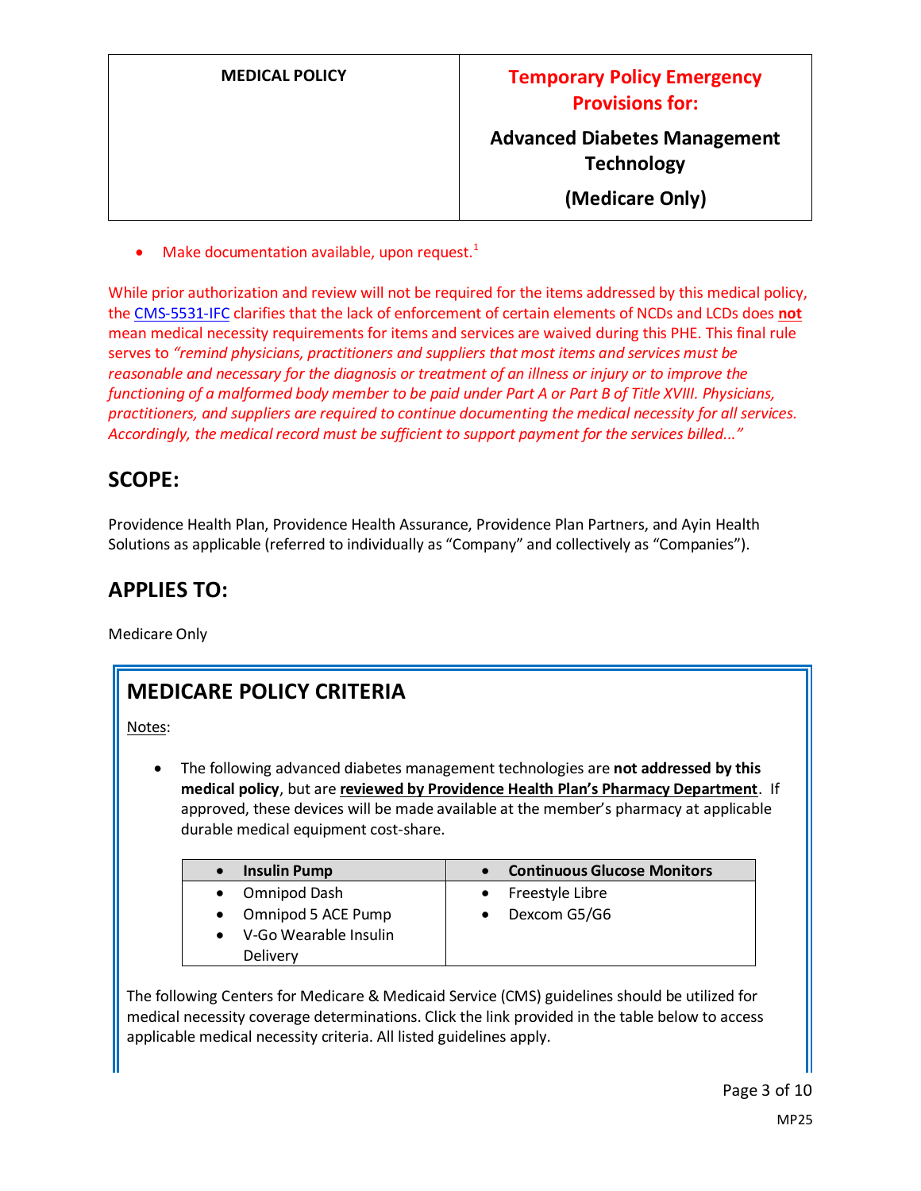- Make documentation available, upon request.[1]

While prior authorization and review will not be required for the items addressed by this medical policy, the CMS-5531-IFC clarifies that the lack of enforcement of certain elements of NCDs and LCDs does **not** mean medical necessity requirements for items and services are waived during this PHE. This final rule serves to *"remind physicians, practitioners and suppliers that most items and services must be reasonable and necessary for the diagnosis or treatment of an illness or injury or to improve the functioning of a malformed body member to be paid under Part A or Part B of Title XVIII. Physicians, practitioners, and suppliers are required to continue documenting the medical necessity for all services. Accordingly, the medical record must be sufficient to support payment for the services billed…"*

## SCOPE:

Providence Health Plan, Providence Health Assurance, Providence Plan Partners, and Ayin Health Solutions as applicable (referred to individually as "Company" and collectively as "Companies").

## APPLIES TO:

Medicare Only

## MEDICARE POLICY CRITERIA

Notes:

- The following advanced diabetes management technologies are **not addressed by this medical policy**, but are **reviewed by Providence Health Plan's Pharmacy Department**. If approved, these devices will be made available at the member's pharmacy at applicable durable medical equipment cost-share.

| • **Insulin Pump** | • **Continuous Glucose Monitors** |
|---|---|
| • Omnipod Dash<br>• Omnipod 5 ACE Pump<br>• V-Go Wearable Insulin Delivery | • Freestyle Libre<br>• Dexcom G5/G6 |

The following Centers for Medicare & Medicaid Service (CMS) guidelines should be utilized for medical necessity coverage determinations. Click the link provided in the table below to access applicable medical necessity criteria. All listed guidelines apply.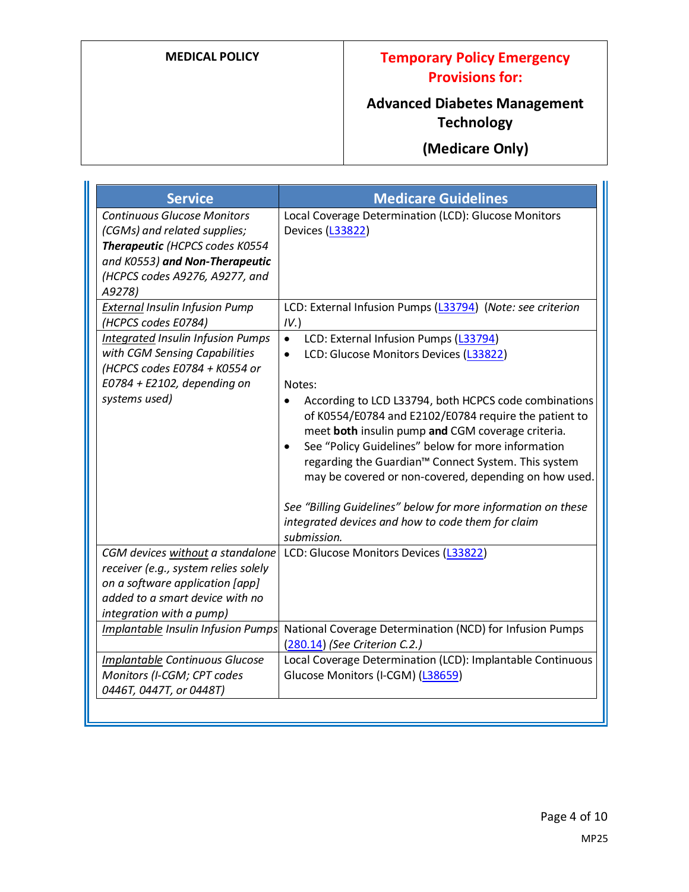| Service | Medicare Guidelines |
|---|---|
| *Continuous Glucose Monitors (CGMs) and related supplies;* ***Therapeutic*** *(HCPCS codes K0554 and K0553)* ***and Non-Therapeutic*** *(HCPCS codes A9276, A9277, and A9278)* | Local Coverage Determination (LCD): Glucose Monitors Devices (L33822) |
| *External Insulin Infusion Pump (HCPCS codes E0784)* | LCD: External Infusion Pumps (L33794) (*Note: see criterion IV.*) |
| *Integrated Insulin Infusion Pumps with CGM Sensing Capabilities (HCPCS codes E0784 + K0554 or E0784 + E2102, depending on systems used)* | • LCD: External Infusion Pumps (L33794)<br>• LCD: Glucose Monitors Devices (L33822)<br><br>Notes:<br>• According to LCD L33794, both HCPCS code combinations of K0554/E0784 and E2102/E0784 require the patient to meet **both** insulin pump **and** CGM coverage criteria.<br>• See "Policy Guidelines" below for more information regarding the Guardian™ Connect System. This system may be covered or non-covered, depending on how used.<br><br>*See "Billing Guidelines" below for more information on these integrated devices and how to code them for claim submission.* |
| *CGM devices without a standalone receiver (e.g., system relies solely on a software application [app] added to a smart device with no integration with a pump)* | LCD: Glucose Monitors Devices (L33822) |
| *Implantable Insulin Infusion Pumps* | National Coverage Determination (NCD) for Infusion Pumps (280.14) *(See Criterion C.2.)* |
| *Implantable Continuous Glucose Monitors (I-CGM; CPT codes 0446T, 0447T, or 0448T)* | Local Coverage Determination (LCD): Implantable Continuous Glucose Monitors (I-CGM) (L38659) |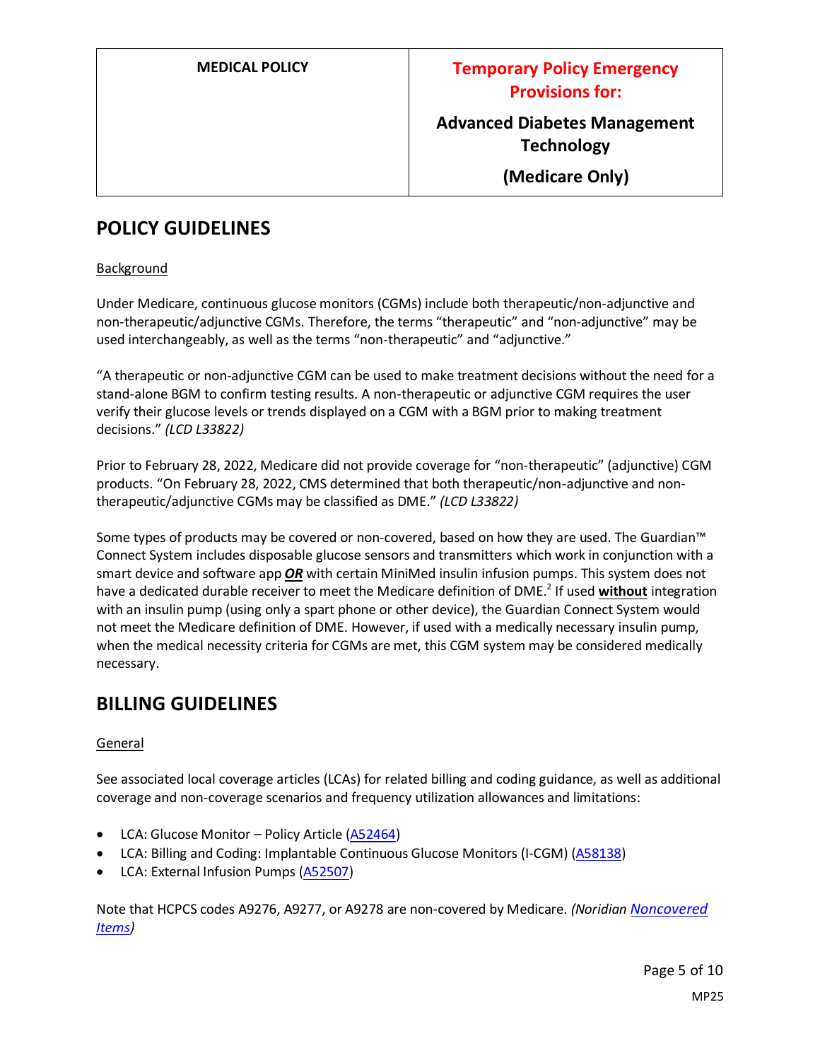## POLICY GUIDELINES

Background

Under Medicare, continuous glucose monitors (CGMs) include both therapeutic/non-adjunctive and non-therapeutic/adjunctive CGMs. Therefore, the terms "therapeutic" and "non-adjunctive" may be used interchangeably, as well as the terms "non-therapeutic" and "adjunctive."

"A therapeutic or non-adjunctive CGM can be used to make treatment decisions without the need for a stand-alone BGM to confirm testing results. A non-therapeutic or adjunctive CGM requires the user verify their glucose levels or trends displayed on a CGM with a BGM prior to making treatment decisions." *(LCD L33822)*

Prior to February 28, 2022, Medicare did not provide coverage for "non-therapeutic" (adjunctive) CGM products. "On February 28, 2022, CMS determined that both therapeutic/non-adjunctive and non-therapeutic/adjunctive CGMs may be classified as DME." *(LCD L33822)*

Some types of products may be covered or non-covered, based on how they are used. The Guardian™ Connect System includes disposable glucose sensors and transmitters which work in conjunction with a smart device and software app ***OR*** with certain MiniMed insulin infusion pumps. This system does not have a dedicated durable receiver to meet the Medicare definition of DME.[2] If used **without** integration with an insulin pump (using only a spart phone or other device), the Guardian Connect System would not meet the Medicare definition of DME. However, if used with a medically necessary insulin pump, when the medical necessity criteria for CGMs are met, this CGM system may be considered medically necessary.

## BILLING GUIDELINES

General

See associated local coverage articles (LCAs) for related billing and coding guidance, as well as additional coverage and non-coverage scenarios and frequency utilization allowances and limitations:

- LCA: Glucose Monitor – Policy Article (A52464)
- LCA: Billing and Coding: Implantable Continuous Glucose Monitors (I-CGM) (A58138)
- LCA: External Infusion Pumps (A52507)

Note that HCPCS codes A9276, A9277, or A9278 are non-covered by Medicare. *(Noridian Noncovered Items)*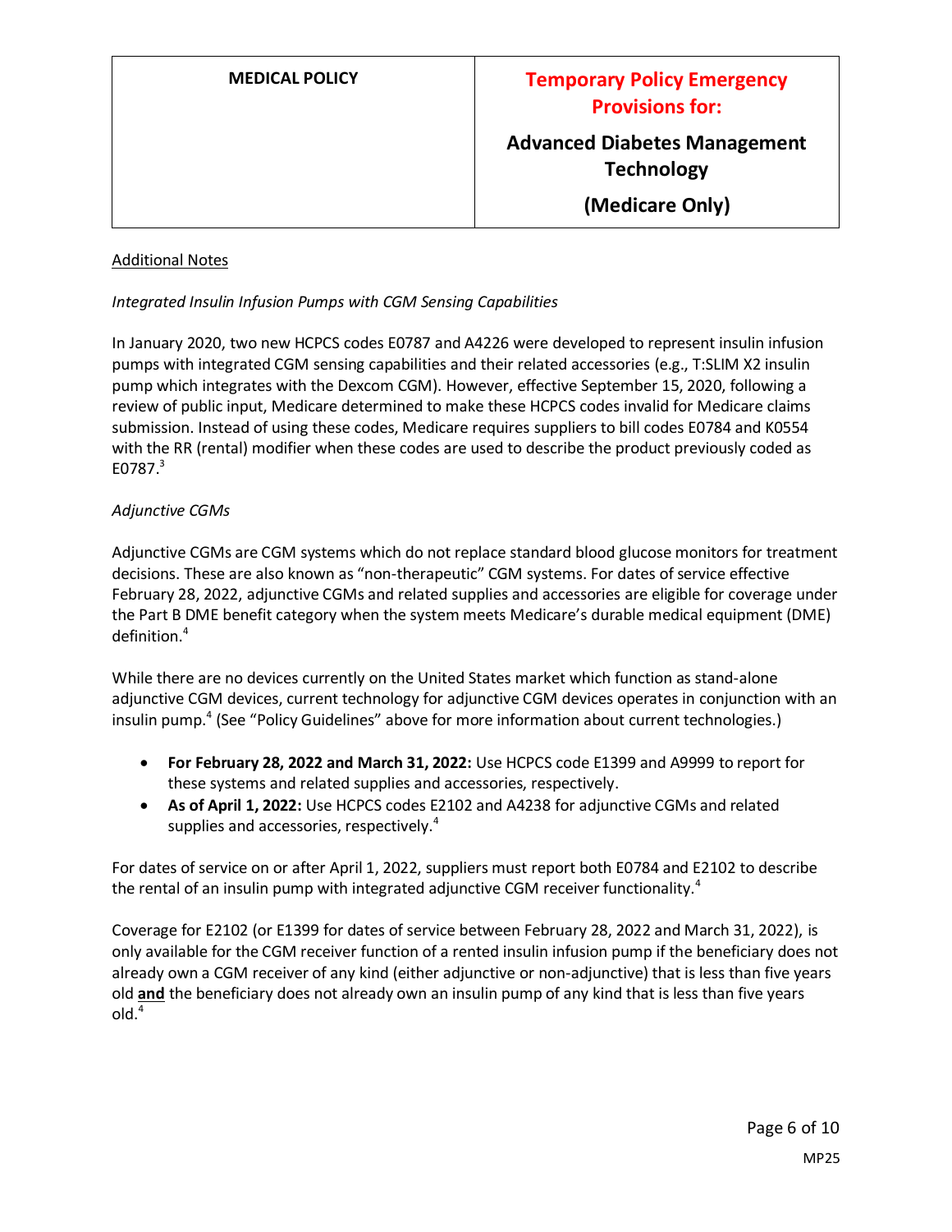Additional Notes

*Integrated Insulin Infusion Pumps with CGM Sensing Capabilities*

In January 2020, two new HCPCS codes E0787 and A4226 were developed to represent insulin infusion pumps with integrated CGM sensing capabilities and their related accessories (e.g., T:SLIM X2 insulin pump which integrates with the Dexcom CGM). However, effective September 15, 2020, following a review of public input, Medicare determined to make these HCPCS codes invalid for Medicare claims submission. Instead of using these codes, Medicare requires suppliers to bill codes E0784 and K0554 with the RR (rental) modifier when these codes are used to describe the product previously coded as E0787.[3]

*Adjunctive CGMs*

Adjunctive CGMs are CGM systems which do not replace standard blood glucose monitors for treatment decisions. These are also known as "non-therapeutic" CGM systems. For dates of service effective February 28, 2022, adjunctive CGMs and related supplies and accessories are eligible for coverage under the Part B DME benefit category when the system meets Medicare's durable medical equipment (DME) definition.[4]

While there are no devices currently on the United States market which function as stand-alone adjunctive CGM devices, current technology for adjunctive CGM devices operates in conjunction with an insulin pump.[4] (See "Policy Guidelines" above for more information about current technologies.)

- **For February 28, 2022 and March 31, 2022:** Use HCPCS code E1399 and A9999 to report for these systems and related supplies and accessories, respectively.
- **As of April 1, 2022:** Use HCPCS codes E2102 and A4238 for adjunctive CGMs and related supplies and accessories, respectively.[4]

For dates of service on or after April 1, 2022, suppliers must report both E0784 and E2102 to describe the rental of an insulin pump with integrated adjunctive CGM receiver functionality.[4]

Coverage for E2102 (or E1399 for dates of service between February 28, 2022 and March 31, 2022), is only available for the CGM receiver function of a rented insulin infusion pump if the beneficiary does not already own a CGM receiver of any kind (either adjunctive or non-adjunctive) that is less than five years old **and** the beneficiary does not already own an insulin pump of any kind that is less than five years old.[4]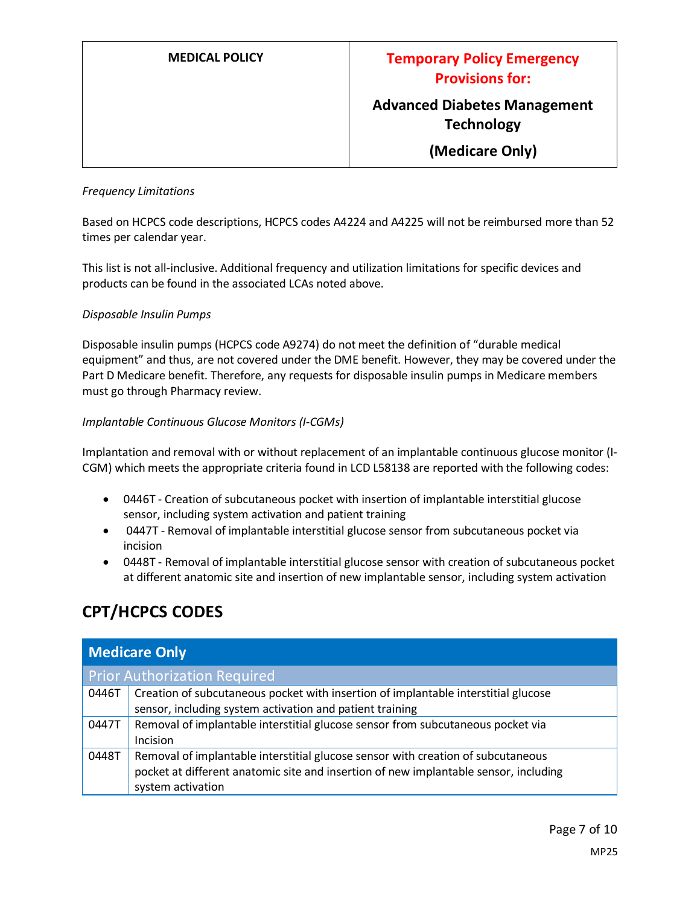*Frequency Limitations*

Based on HCPCS code descriptions, HCPCS codes A4224 and A4225 will not be reimbursed more than 52 times per calendar year.

This list is not all-inclusive. Additional frequency and utilization limitations for specific devices and products can be found in the associated LCAs noted above.

*Disposable Insulin Pumps*

Disposable insulin pumps (HCPCS code A9274) do not meet the definition of "durable medical equipment" and thus, are not covered under the DME benefit. However, they may be covered under the Part D Medicare benefit. Therefore, any requests for disposable insulin pumps in Medicare members must go through Pharmacy review.

*Implantable Continuous Glucose Monitors (I-CGMs)*

Implantation and removal with or without replacement of an implantable continuous glucose monitor (I-CGM) which meets the appropriate criteria found in LCD L58138 are reported with the following codes:

- 0446T - Creation of subcutaneous pocket with insertion of implantable interstitial glucose sensor, including system activation and patient training
- 0447T - Removal of implantable interstitial glucose sensor from subcutaneous pocket via incision
- 0448T - Removal of implantable interstitial glucose sensor with creation of subcutaneous pocket at different anatomic site and insertion of new implantable sensor, including system activation

# CPT/HCPCS CODES

| Medicare Only | |
|---|---|
| Prior Authorization Required | |
| 0446T | Creation of subcutaneous pocket with insertion of implantable interstitial glucose sensor, including system activation and patient training |
| 0447T | Removal of implantable interstitial glucose sensor from subcutaneous pocket via Incision |
| 0448T | Removal of implantable interstitial glucose sensor with creation of subcutaneous pocket at different anatomic site and insertion of new implantable sensor, including system activation |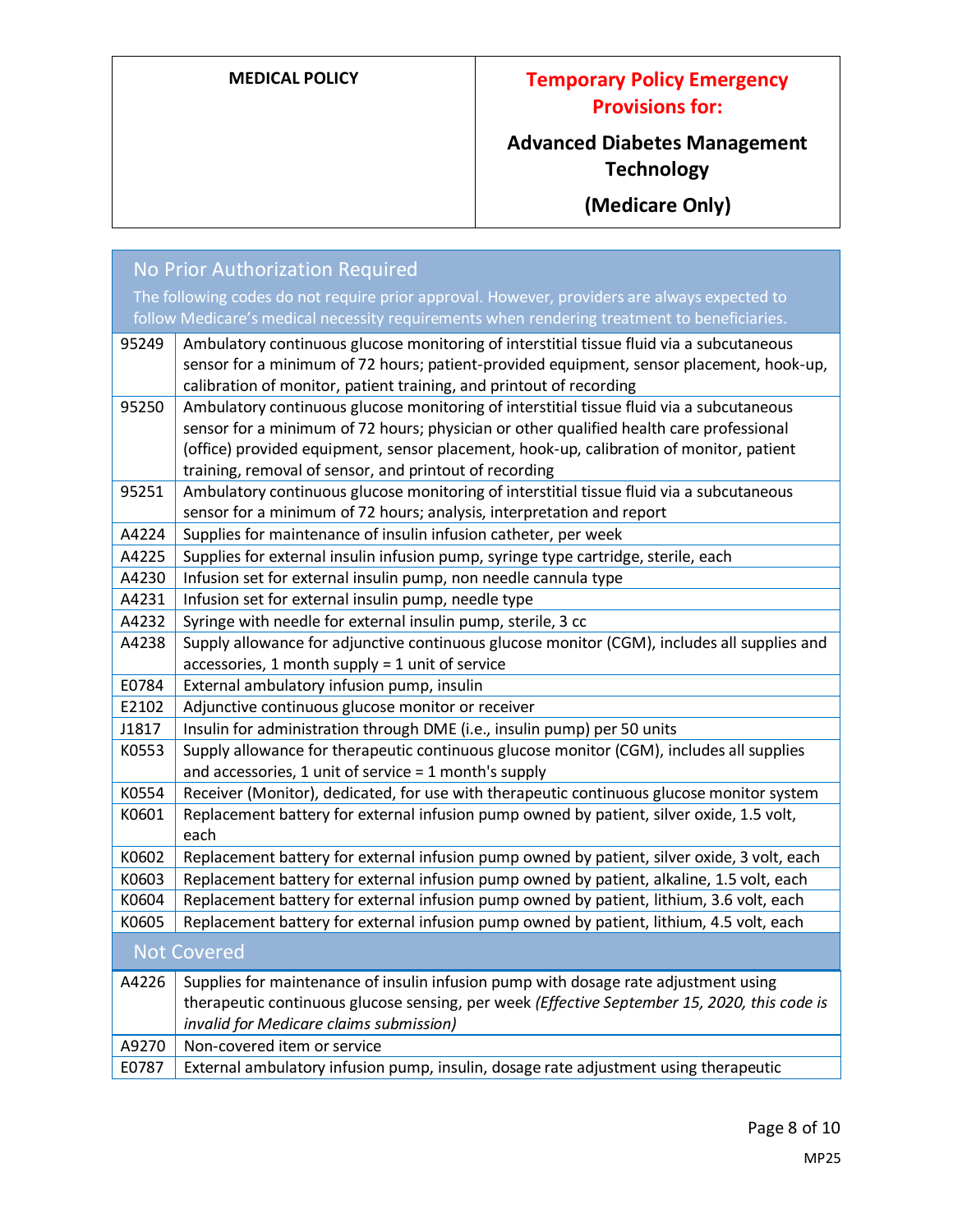| No Prior Authorization Required | |
|---|---|
| The following codes do not require prior approval. However, providers are always expected to follow Medicare's medical necessity requirements when rendering treatment to beneficiaries. | |
| 95249 | Ambulatory continuous glucose monitoring of interstitial tissue fluid via a subcutaneous sensor for a minimum of 72 hours; patient-provided equipment, sensor placement, hook-up, calibration of monitor, patient training, and printout of recording |
| 95250 | Ambulatory continuous glucose monitoring of interstitial tissue fluid via a subcutaneous sensor for a minimum of 72 hours; physician or other qualified health care professional (office) provided equipment, sensor placement, hook-up, calibration of monitor, patient training, removal of sensor, and printout of recording |
| 95251 | Ambulatory continuous glucose monitoring of interstitial tissue fluid via a subcutaneous sensor for a minimum of 72 hours; analysis, interpretation and report |
| A4224 | Supplies for maintenance of insulin infusion catheter, per week |
| A4225 | Supplies for external insulin infusion pump, syringe type cartridge, sterile, each |
| A4230 | Infusion set for external insulin pump, non needle cannula type |
| A4231 | Infusion set for external insulin pump, needle type |
| A4232 | Syringe with needle for external insulin pump, sterile, 3 cc |
| A4238 | Supply allowance for adjunctive continuous glucose monitor (CGM), includes all supplies and accessories, 1 month supply = 1 unit of service |
| E0784 | External ambulatory infusion pump, insulin |
| E2102 | Adjunctive continuous glucose monitor or receiver |
| J1817 | Insulin for administration through DME (i.e., insulin pump) per 50 units |
| K0553 | Supply allowance for therapeutic continuous glucose monitor (CGM), includes all supplies and accessories, 1 unit of service = 1 month's supply |
| K0554 | Receiver (Monitor), dedicated, for use with therapeutic continuous glucose monitor system |
| K0601 | Replacement battery for external infusion pump owned by patient, silver oxide, 1.5 volt, each |
| K0602 | Replacement battery for external infusion pump owned by patient, silver oxide, 3 volt, each |
| K0603 | Replacement battery for external infusion pump owned by patient, alkaline, 1.5 volt, each |
| K0604 | Replacement battery for external infusion pump owned by patient, lithium, 3.6 volt, each |
| K0605 | Replacement battery for external infusion pump owned by patient, lithium, 4.5 volt, each |
| **Not Covered** | |
| A4226 | Supplies for maintenance of insulin infusion pump with dosage rate adjustment using therapeutic continuous glucose sensing, per week *(Effective September 15, 2020, this code is invalid for Medicare claims submission)* |
| A9270 | Non-covered item or service |
| E0787 | External ambulatory infusion pump, insulin, dosage rate adjustment using therapeutic |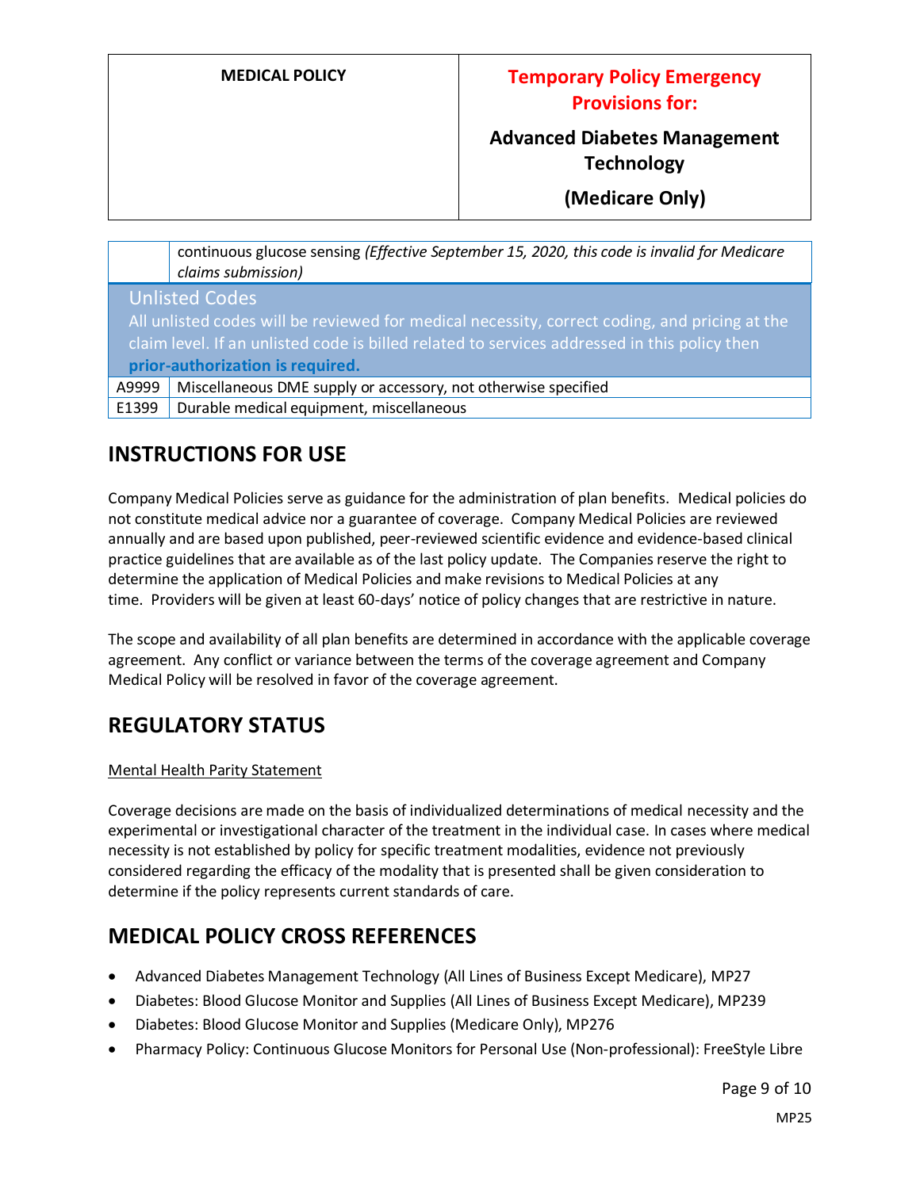|  |  |
|---|---|
|  | continuous glucose sensing *(Effective September 15, 2020, this code is invalid for Medicare claims submission)* |
| **Unlisted Codes** All unlisted codes will be reviewed for medical necessity, correct coding, and pricing at the claim level. If an unlisted code is billed related to services addressed in this policy then **prior-authorization is required.** | |
| A9999 | Miscellaneous DME supply or accessory, not otherwise specified |
| E1399 | Durable medical equipment, miscellaneous |

## INSTRUCTIONS FOR USE

Company Medical Policies serve as guidance for the administration of plan benefits. Medical policies do not constitute medical advice nor a guarantee of coverage. Company Medical Policies are reviewed annually and are based upon published, peer-reviewed scientific evidence and evidence-based clinical practice guidelines that are available as of the last policy update. The Companies reserve the right to determine the application of Medical Policies and make revisions to Medical Policies at any time. Providers will be given at least 60-days' notice of policy changes that are restrictive in nature.

The scope and availability of all plan benefits are determined in accordance with the applicable coverage agreement. Any conflict or variance between the terms of the coverage agreement and Company Medical Policy will be resolved in favor of the coverage agreement.

## REGULATORY STATUS

Mental Health Parity Statement

Coverage decisions are made on the basis of individualized determinations of medical necessity and the experimental or investigational character of the treatment in the individual case. In cases where medical necessity is not established by policy for specific treatment modalities, evidence not previously considered regarding the efficacy of the modality that is presented shall be given consideration to determine if the policy represents current standards of care.

## MEDICAL POLICY CROSS REFERENCES

- Advanced Diabetes Management Technology (All Lines of Business Except Medicare), MP27
- Diabetes: Blood Glucose Monitor and Supplies (All Lines of Business Except Medicare), MP239
- Diabetes: Blood Glucose Monitor and Supplies (Medicare Only), MP276
- Pharmacy Policy: Continuous Glucose Monitors for Personal Use (Non-professional): FreeStyle Libre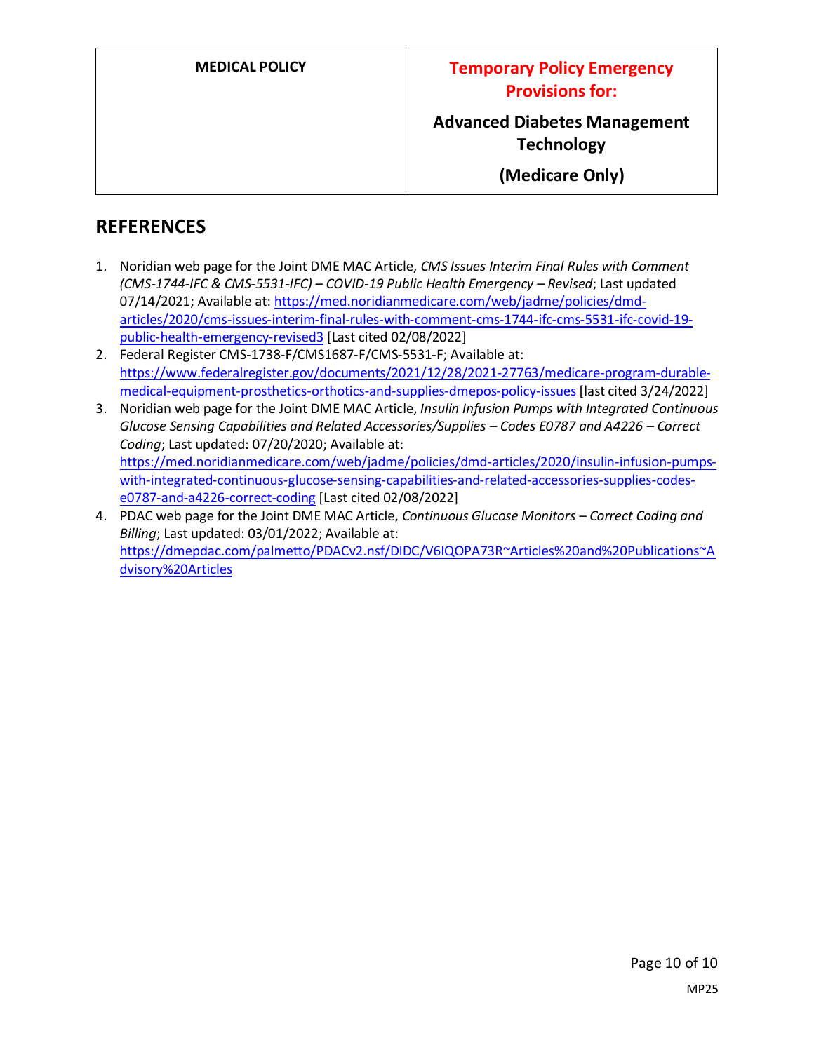## REFERENCES

1. Noridian web page for the Joint DME MAC Article, *CMS Issues Interim Final Rules with Comment (CMS-1744-IFC & CMS-5531-IFC) – COVID-19 Public Health Emergency – Revised*; Last updated 07/14/2021; Available at: https://med.noridianmedicare.com/web/jadme/policies/dmd-articles/2020/cms-issues-interim-final-rules-with-comment-cms-1744-ifc-cms-5531-ifc-covid-19-public-health-emergency-revised3 [Last cited 02/08/2022]
2. Federal Register CMS-1738-F/CMS1687-F/CMS-5531-F; Available at: https://www.federalregister.gov/documents/2021/12/28/2021-27763/medicare-program-durable-medical-equipment-prosthetics-orthotics-and-supplies-dmepos-policy-issues [last cited 3/24/2022]
3. Noridian web page for the Joint DME MAC Article, *Insulin Infusion Pumps with Integrated Continuous Glucose Sensing Capabilities and Related Accessories/Supplies – Codes E0787 and A4226 – Correct Coding*; Last updated: 07/20/2020; Available at: https://med.noridianmedicare.com/web/jadme/policies/dmd-articles/2020/insulin-infusion-pumps-with-integrated-continuous-glucose-sensing-capabilities-and-related-accessories-supplies-codes-e0787-and-a4226-correct-coding [Last cited 02/08/2022]
4. PDAC web page for the Joint DME MAC Article, *Continuous Glucose Monitors – Correct Coding and Billing*; Last updated: 03/01/2022; Available at: https://dmepdac.com/palmetto/PDACv2.nsf/DIDC/V6IQOPA73R~Articles%20and%20Publications~Advisory%20Articles